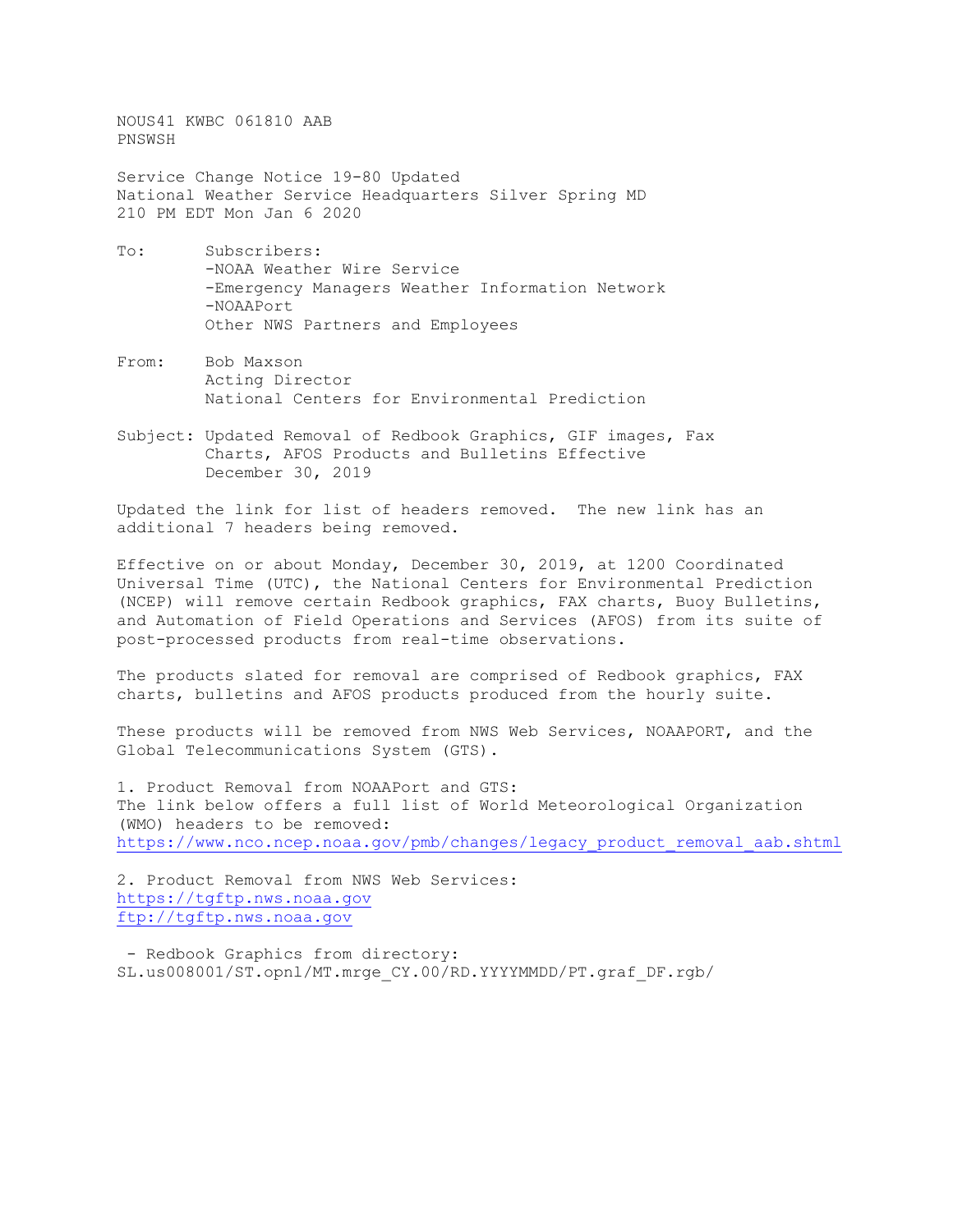NOUS41 KWBC 061810 AAB
PNSWSH

Service Change Notice 19-80 Updated
National Weather Service Headquarters Silver Spring MD
210 PM EDT Mon Jan 6 2020

To: Subscribers:
-NOAA Weather Wire Service
-Emergency Managers Weather Information Network
-NOAAPort
Other NWS Partners and Employees

From: Bob Maxson
Acting Director
National Centers for Environmental Prediction

Subject: Updated Removal of Redbook Graphics, GIF images, Fax Charts, AFOS Products and Bulletins Effective December 30, 2019

Updated the link for list of headers removed. The new link has an additional 7 headers being removed.

Effective on or about Monday, December 30, 2019, at 1200 Coordinated Universal Time (UTC), the National Centers for Environmental Prediction (NCEP) will remove certain Redbook graphics, FAX charts, Buoy Bulletins, and Automation of Field Operations and Services (AFOS) from its suite of post-processed products from real-time observations.

The products slated for removal are comprised of Redbook graphics, FAX charts, bulletins and AFOS products produced from the hourly suite.

These products will be removed from NWS Web Services, NOAAPORT, and the Global Telecommunications System (GTS).

1. Product Removal from NOAAPort and GTS:
The link below offers a full list of World Meteorological Organization (WMO) headers to be removed:
https://www.nco.ncep.noaa.gov/pmb/changes/legacy_product_removal_aab.shtml

2. Product Removal from NWS Web Services:
https://tgftp.nws.noaa.gov
ftp://tgftp.nws.noaa.gov

- Redbook Graphics from directory:
SL.us008001/ST.opnl/MT.mrge_CY.00/RD.YYYYMMDD/PT.graf_DF.rgb/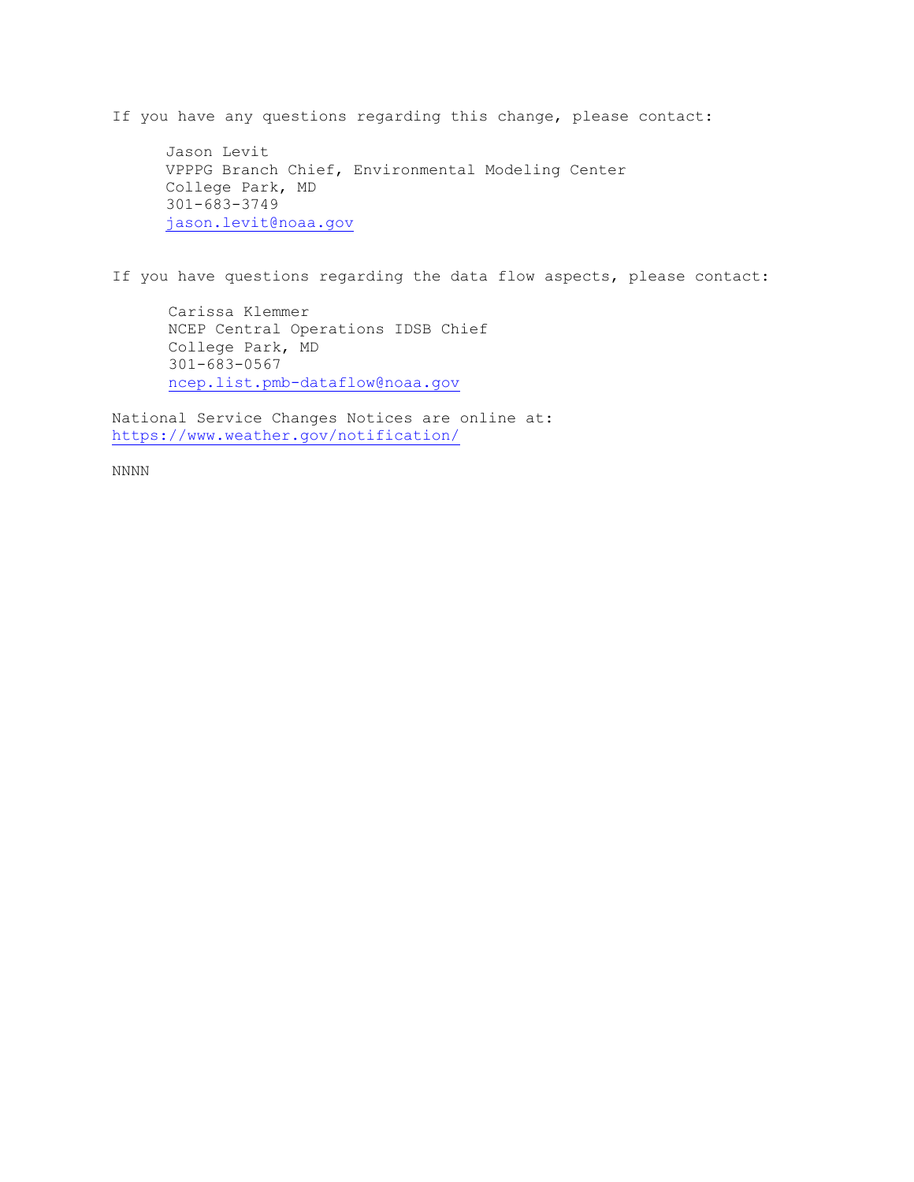If you have any questions regarding this change, please contact:

Jason Levit
VPPPG Branch Chief, Environmental Modeling Center
College Park, MD
301-683-3749
jason.levit@noaa.gov

If you have questions regarding the data flow aspects, please contact:

Carissa Klemmer
NCEP Central Operations IDSB Chief
College Park, MD
301-683-0567
ncep.list.pmb-dataflow@noaa.gov

National Service Changes Notices are online at:
https://www.weather.gov/notification/

NNNN